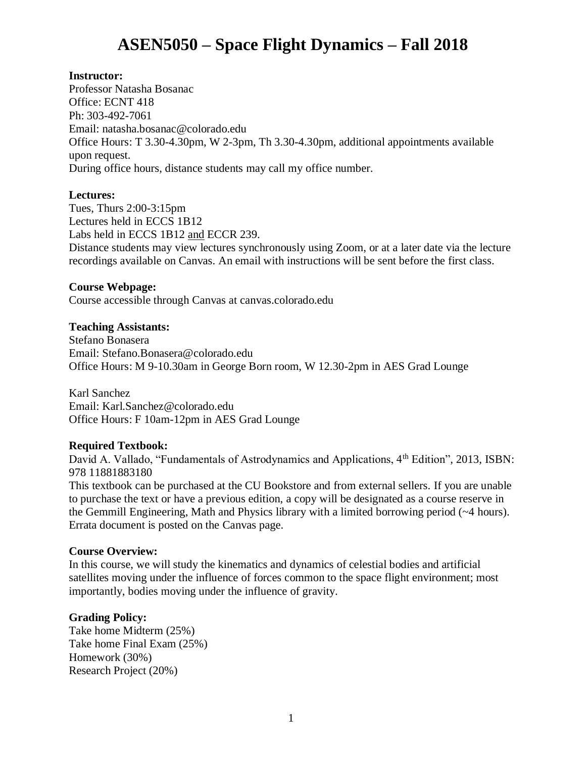# ASEN5050 – Space Flight Dynamics – Fall 2018

**Instructor:**
Professor Natasha Bosanac
Office: ECNT 418
Ph: 303-492-7061
Email: natasha.bosanac@colorado.edu
Office Hours: T 3.30-4.30pm, W 2-3pm, Th 3.30-4.30pm, additional appointments available upon request.
During office hours, distance students may call my office number.

**Lectures:**
Tues, Thurs 2:00-3:15pm
Lectures held in ECCS 1B12
Labs held in ECCS 1B12 and ECCR 239.
Distance students may view lectures synchronously using Zoom, or at a later date via the lecture recordings available on Canvas. An email with instructions will be sent before the first class.

**Course Webpage:**
Course accessible through Canvas at canvas.colorado.edu

**Teaching Assistants:**
Stefano Bonasera
Email: Stefano.Bonasera@colorado.edu
Office Hours: M 9-10.30am in George Born room, W 12.30-2pm in AES Grad Lounge

Karl Sanchez
Email: Karl.Sanchez@colorado.edu
Office Hours: F 10am-12pm in AES Grad Lounge

**Required Textbook:**
David A. Vallado, "Fundamentals of Astrodynamics and Applications, 4th Edition", 2013, ISBN: 978 11881883180
This textbook can be purchased at the CU Bookstore and from external sellers. If you are unable to purchase the text or have a previous edition, a copy will be designated as a course reserve in the Gemmill Engineering, Math and Physics library with a limited borrowing period (~4 hours). Errata document is posted on the Canvas page.

**Course Overview:**
In this course, we will study the kinematics and dynamics of celestial bodies and artificial satellites moving under the influence of forces common to the space flight environment; most importantly, bodies moving under the influence of gravity.

**Grading Policy:**
Take home Midterm (25%)
Take home Final Exam (25%)
Homework (30%)
Research Project (20%)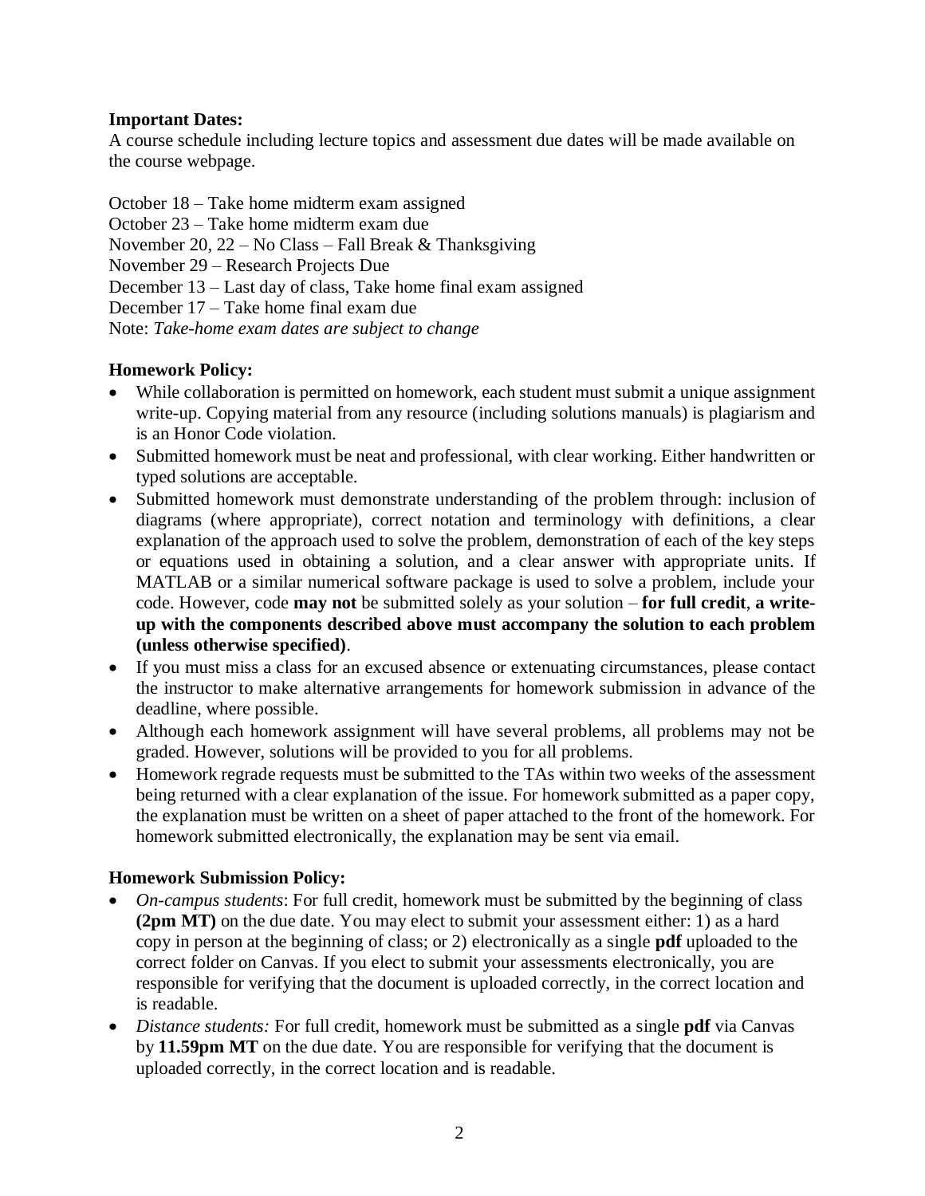**Important Dates:**
A course schedule including lecture topics and assessment due dates will be made available on the course webpage.

October 18 – Take home midterm exam assigned
October 23 – Take home midterm exam due
November 20, 22 – No Class – Fall Break & Thanksgiving
November 29 – Research Projects Due
December 13 – Last day of class, Take home final exam assigned
December 17 – Take home final exam due
Note: *Take-home exam dates are subject to change*

**Homework Policy:**

- While collaboration is permitted on homework, each student must submit a unique assignment write-up. Copying material from any resource (including solutions manuals) is plagiarism and is an Honor Code violation.
- Submitted homework must be neat and professional, with clear working. Either handwritten or typed solutions are acceptable.
- Submitted homework must demonstrate understanding of the problem through: inclusion of diagrams (where appropriate), correct notation and terminology with definitions, a clear explanation of the approach used to solve the problem, demonstration of each of the key steps or equations used in obtaining a solution, and a clear answer with appropriate units. If MATLAB or a similar numerical software package is used to solve a problem, include your code. However, code **may not** be submitted solely as your solution – **for full credit**, **a write-up with the components described above must accompany the solution to each problem (unless otherwise specified)**.
- If you must miss a class for an excused absence or extenuating circumstances, please contact the instructor to make alternative arrangements for homework submission in advance of the deadline, where possible.
- Although each homework assignment will have several problems, all problems may not be graded. However, solutions will be provided to you for all problems.
- Homework regrade requests must be submitted to the TAs within two weeks of the assessment being returned with a clear explanation of the issue. For homework submitted as a paper copy, the explanation must be written on a sheet of paper attached to the front of the homework. For homework submitted electronically, the explanation may be sent via email.

**Homework Submission Policy:**

- *On-campus students*: For full credit, homework must be submitted by the beginning of class **(2pm MT)** on the due date. You may elect to submit your assessment either: 1) as a hard copy in person at the beginning of class; or 2) electronically as a single **pdf** uploaded to the correct folder on Canvas. If you elect to submit your assessments electronically, you are responsible for verifying that the document is uploaded correctly, in the correct location and is readable.
- *Distance students:* For full credit, homework must be submitted as a single **pdf** via Canvas by **11.59pm MT** on the due date. You are responsible for verifying that the document is uploaded correctly, in the correct location and is readable.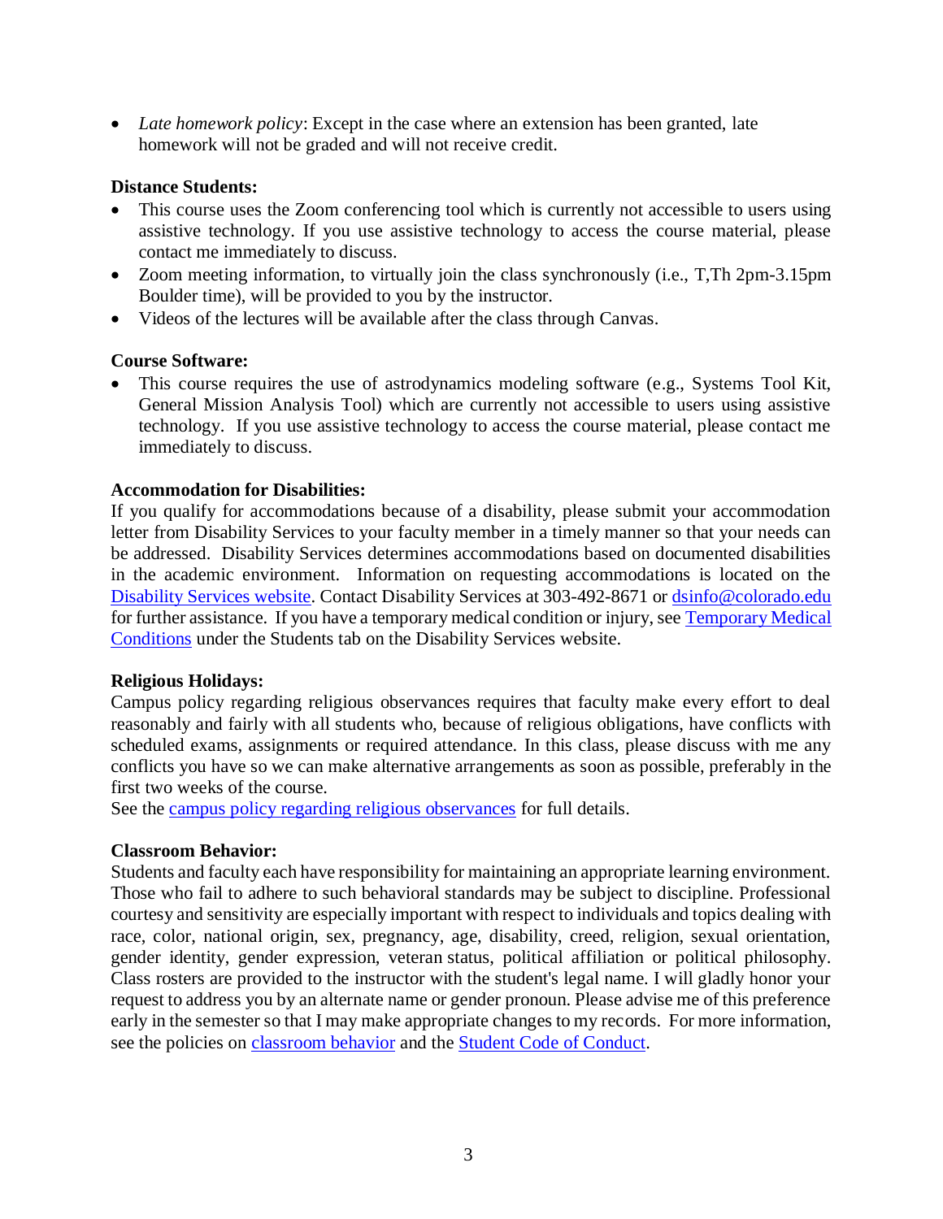- *Late homework policy*: Except in the case where an extension has been granted, late homework will not be graded and will not receive credit.

**Distance Students:**

- This course uses the Zoom conferencing tool which is currently not accessible to users using assistive technology. If you use assistive technology to access the course material, please contact me immediately to discuss.
- Zoom meeting information, to virtually join the class synchronously (i.e., T,Th 2pm-3.15pm Boulder time), will be provided to you by the instructor.
- Videos of the lectures will be available after the class through Canvas.

**Course Software:**

- This course requires the use of astrodynamics modeling software (e.g., Systems Tool Kit, General Mission Analysis Tool) which are currently not accessible to users using assistive technology. If you use assistive technology to access the course material, please contact me immediately to discuss.

**Accommodation for Disabilities:**

If you qualify for accommodations because of a disability, please submit your accommodation letter from Disability Services to your faculty member in a timely manner so that your needs can be addressed. Disability Services determines accommodations based on documented disabilities in the academic environment. Information on requesting accommodations is located on the Disability Services website. Contact Disability Services at 303-492-8671 or dsinfo@colorado.edu for further assistance. If you have a temporary medical condition or injury, see Temporary Medical Conditions under the Students tab on the Disability Services website.

**Religious Holidays:**

Campus policy regarding religious observances requires that faculty make every effort to deal reasonably and fairly with all students who, because of religious obligations, have conflicts with scheduled exams, assignments or required attendance. In this class, please discuss with me any conflicts you have so we can make alternative arrangements as soon as possible, preferably in the first two weeks of the course.
See the campus policy regarding religious observances for full details.

**Classroom Behavior:**

Students and faculty each have responsibility for maintaining an appropriate learning environment. Those who fail to adhere to such behavioral standards may be subject to discipline. Professional courtesy and sensitivity are especially important with respect to individuals and topics dealing with race, color, national origin, sex, pregnancy, age, disability, creed, religion, sexual orientation, gender identity, gender expression, veteran status, political affiliation or political philosophy. Class rosters are provided to the instructor with the student's legal name. I will gladly honor your request to address you by an alternate name or gender pronoun. Please advise me of this preference early in the semester so that I may make appropriate changes to my records. For more information, see the policies on classroom behavior and the Student Code of Conduct.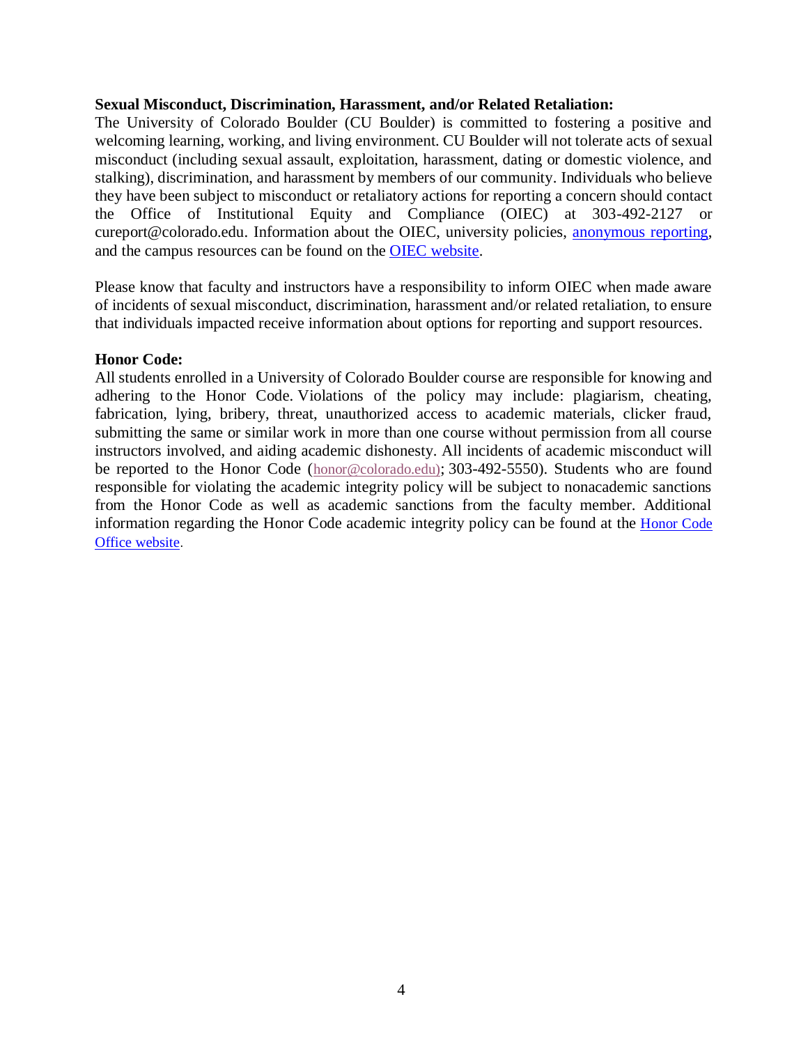**Sexual Misconduct, Discrimination, Harassment, and/or Related Retaliation:**

The University of Colorado Boulder (CU Boulder) is committed to fostering a positive and welcoming learning, working, and living environment. CU Boulder will not tolerate acts of sexual misconduct (including sexual assault, exploitation, harassment, dating or domestic violence, and stalking), discrimination, and harassment by members of our community. Individuals who believe they have been subject to misconduct or retaliatory actions for reporting a concern should contact the Office of Institutional Equity and Compliance (OIEC) at 303-492-2127 or cureport@colorado.edu. Information about the OIEC, university policies, anonymous reporting, and the campus resources can be found on the OIEC website.

Please know that faculty and instructors have a responsibility to inform OIEC when made aware of incidents of sexual misconduct, discrimination, harassment and/or related retaliation, to ensure that individuals impacted receive information about options for reporting and support resources.

**Honor Code:**

All students enrolled in a University of Colorado Boulder course are responsible for knowing and adhering to the Honor Code. Violations of the policy may include: plagiarism, cheating, fabrication, lying, bribery, threat, unauthorized access to academic materials, clicker fraud, submitting the same or similar work in more than one course without permission from all course instructors involved, and aiding academic dishonesty. All incidents of academic misconduct will be reported to the Honor Code (honor@colorado.edu); 303-492-5550). Students who are found responsible for violating the academic integrity policy will be subject to nonacademic sanctions from the Honor Code as well as academic sanctions from the faculty member. Additional information regarding the Honor Code academic integrity policy can be found at the Honor Code Office website.